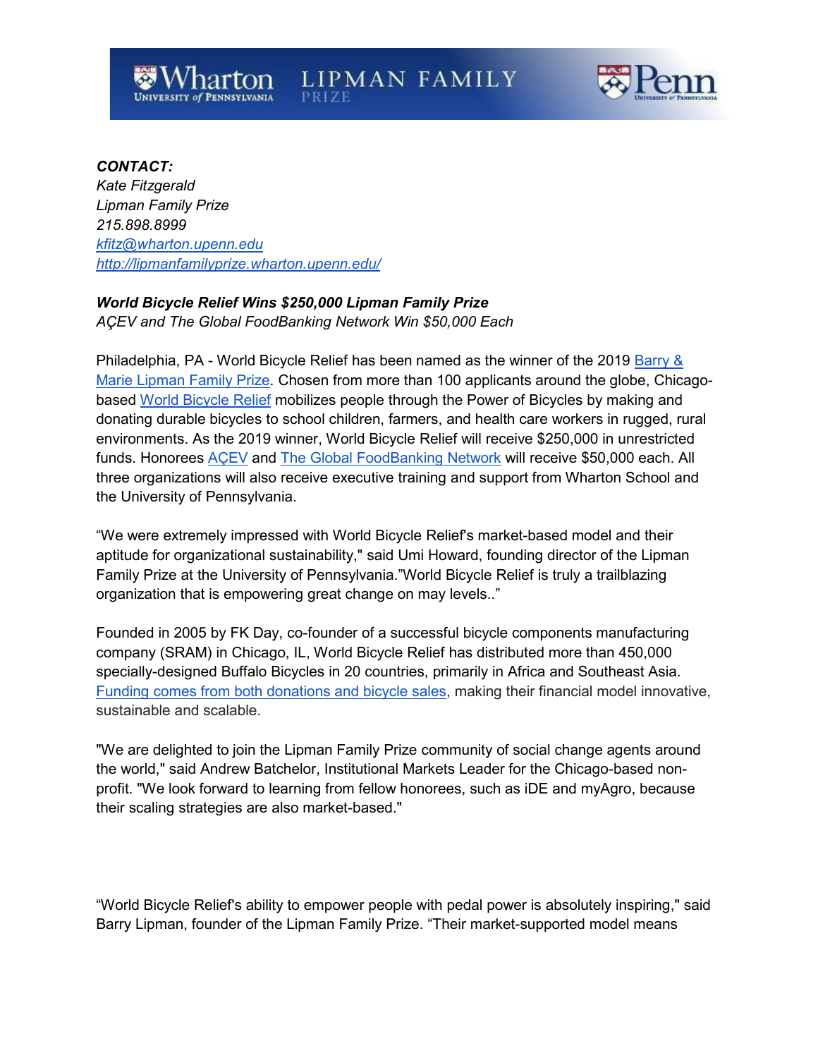Wharton University of Pennsylvania — LIPMAN FAMILY PRIZE — Penn University of Pennsylvania

***CONTACT:***
*Kate Fitzgerald*
*Lipman Family Prize*
*215.898.8999*
*[kfitz@wharton.upenn.edu](mailto:kfitz@wharton.upenn.edu)*
*[http://lipmanfamilyprize.wharton.upenn.edu/](http://lipmanfamilyprize.wharton.upenn.edu/)*

***World Bicycle Relief Wins $250,000 Lipman Family Prize***
*AÇEV and The Global FoodBanking Network Win $50,000 Each*

Philadelphia, PA - World Bicycle Relief has been named as the winner of the 2019 Barry & Marie Lipman Family Prize. Chosen from more than 100 applicants around the globe, Chicago-based World Bicycle Relief mobilizes people through the Power of Bicycles by making and donating durable bicycles to school children, farmers, and health care workers in rugged, rural environments. As the 2019 winner, World Bicycle Relief will receive $250,000 in unrestricted funds. Honorees AÇEV and The Global FoodBanking Network will receive $50,000 each. All three organizations will also receive executive training and support from Wharton School and the University of Pennsylvania.

"We were extremely impressed with World Bicycle Relief's market-based model and their aptitude for organizational sustainability," said Umi Howard, founding director of the Lipman Family Prize at the University of Pennsylvania."World Bicycle Relief is truly a trailblazing organization that is empowering great change on may levels.."

Founded in 2005 by FK Day, co-founder of a successful bicycle components manufacturing company (SRAM) in Chicago, IL, World Bicycle Relief has distributed more than 450,000 specially-designed Buffalo Bicycles in 20 countries, primarily in Africa and Southeast Asia. Funding comes from both donations and bicycle sales, making their financial model innovative, sustainable and scalable.

"We are delighted to join the Lipman Family Prize community of social change agents around the world," said Andrew Batchelor, Institutional Markets Leader for the Chicago-based non-profit. "We look forward to learning from fellow honorees, such as iDE and myAgro, because their scaling strategies are also market-based."

"World Bicycle Relief's ability to empower people with pedal power is absolutely inspiring," said Barry Lipman, founder of the Lipman Family Prize. "Their market-supported model means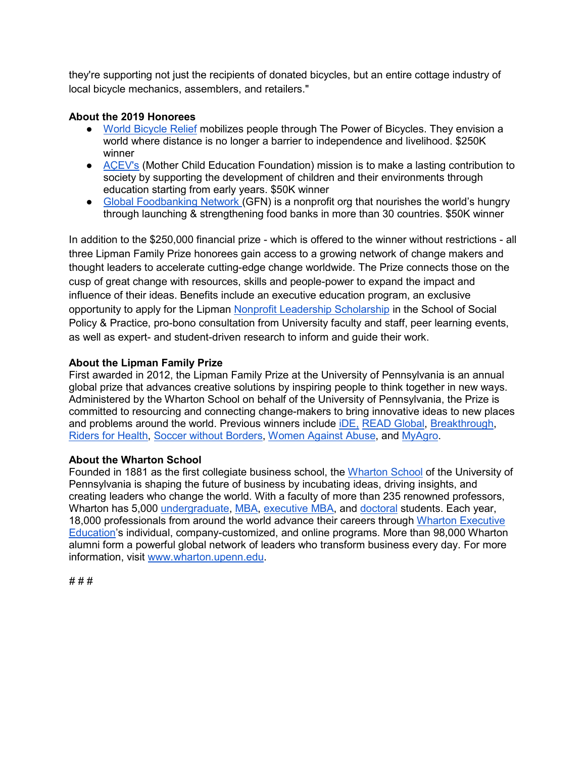they're supporting not just the recipients of donated bicycles, but an entire cottage industry of local bicycle mechanics, assemblers, and retailers."

**About the 2019 Honorees**

- World Bicycle Relief mobilizes people through The Power of Bicycles. They envision a world where distance is no longer a barrier to independence and livelihood. $250K winner
- AÇEV's (Mother Child Education Foundation) mission is to make a lasting contribution to society by supporting the development of children and their environments through education starting from early years. $50K winner
- Global Foodbanking Network (GFN) is a nonprofit org that nourishes the world's hungry through launching & strengthening food banks in more than 30 countries. $50K winner

In addition to the $250,000 financial prize - which is offered to the winner without restrictions - all three Lipman Family Prize honorees gain access to a growing network of change makers and thought leaders to accelerate cutting-edge change worldwide. The Prize connects those on the cusp of great change with resources, skills and people-power to expand the impact and influence of their ideas. Benefits include an executive education program, an exclusive opportunity to apply for the Lipman Nonprofit Leadership Scholarship in the School of Social Policy & Practice, pro-bono consultation from University faculty and staff, peer learning events, as well as expert- and student-driven research to inform and guide their work.

**About the Lipman Family Prize**

First awarded in 2012, the Lipman Family Prize at the University of Pennsylvania is an annual global prize that advances creative solutions by inspiring people to think together in new ways. Administered by the Wharton School on behalf of the University of Pennsylvania, the Prize is committed to resourcing and connecting change-makers to bring innovative ideas to new places and problems around the world. Previous winners include iDE, READ Global, Breakthrough, Riders for Health, Soccer without Borders, Women Against Abuse, and MyAgro.

**About the Wharton School**

Founded in 1881 as the first collegiate business school, the Wharton School of the University of Pennsylvania is shaping the future of business by incubating ideas, driving insights, and creating leaders who change the world. With a faculty of more than 235 renowned professors, Wharton has 5,000 undergraduate, MBA, executive MBA, and doctoral students. Each year, 18,000 professionals from around the world advance their careers through Wharton Executive Education's individual, company-customized, and online programs. More than 98,000 Wharton alumni form a powerful global network of leaders who transform business every day. For more information, visit www.wharton.upenn.edu.

# # #